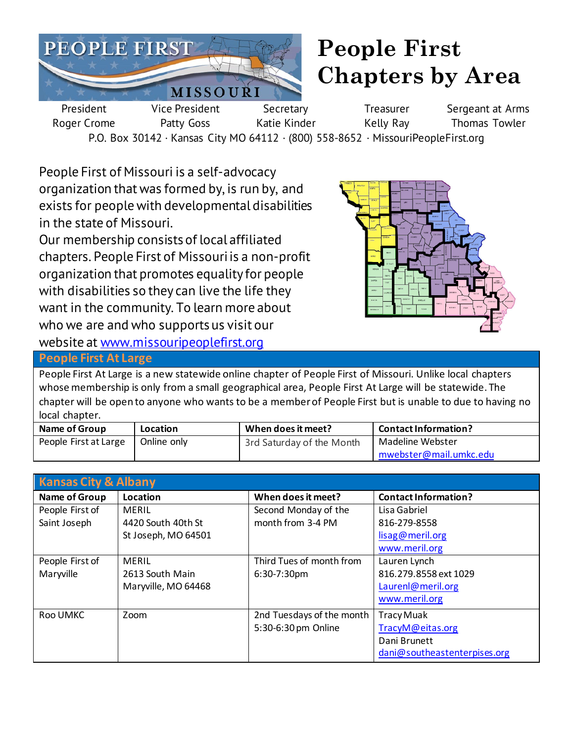# People First Chapters by Area

| President | Vice President | Secretary | Treasurer | Sergeant at Arms |
|---|---|---|---|---|
| Roger Crome | Patty Goss | Katie Kinder | Kelly Ray | Thomas Towler |

P.O. Box 30142 · Kansas City MO 64112 · (800) 558-8652 · MissouriPeopleFirst.org

People First of Missouri is a self-advocacy organization that was formed by, is run by, and exists for people with developmental disabilities in the state of Missouri.

Our membership consists of local affiliated chapters. People First of Missouri is a non-profit organization that promotes equality for people with disabilities so they can live the life they want in the community. To learn more about who we are and who supports us visit our website at [www.missouripeoplefirst.org](http://www.missouripeoplefirst.org)

## People First At Large

People First At Large is a new statewide online chapter of People First of Missouri. Unlike local chapters whose membership is only from a small geographical area, People First At Large will be statewide. The chapter will be open to anyone who wants to be a member of People First but is unable to due to having no local chapter.

| Name of Group | Location | When does it meet? | Contact Information? |
|---|---|---|---|
| People First at Large | Online only | 3rd Saturday of the Month | Madeline Webster<br>mwebster@mail.umkc.edu |

## Kansas City & Albany

| Name of Group | Location | When does it meet? | Contact Information? |
|---|---|---|---|
| People First of Saint Joseph | MERIL<br>4420 South 40th St<br>St Joseph, MO 64501 | Second Monday of the month from 3-4 PM | Lisa Gabriel<br>816-279-8558<br>lisag@meril.org<br>www.meril.org |
| People First of Maryville | MERIL<br>2613 South Main<br>Maryville, MO 64468 | Third Tues of month from 6:30-7:30pm | Lauren Lynch<br>816.279.8558 ext 1029<br>Laurenl@meril.org<br>www.meril.org |
| Roo UMKC | Zoom | 2nd Tuesdays of the month 5:30-6:30 pm Online | Tracy Muak<br>TracyM@eitas.org<br>Dani Brunett<br>dani@southeastenterpises.org |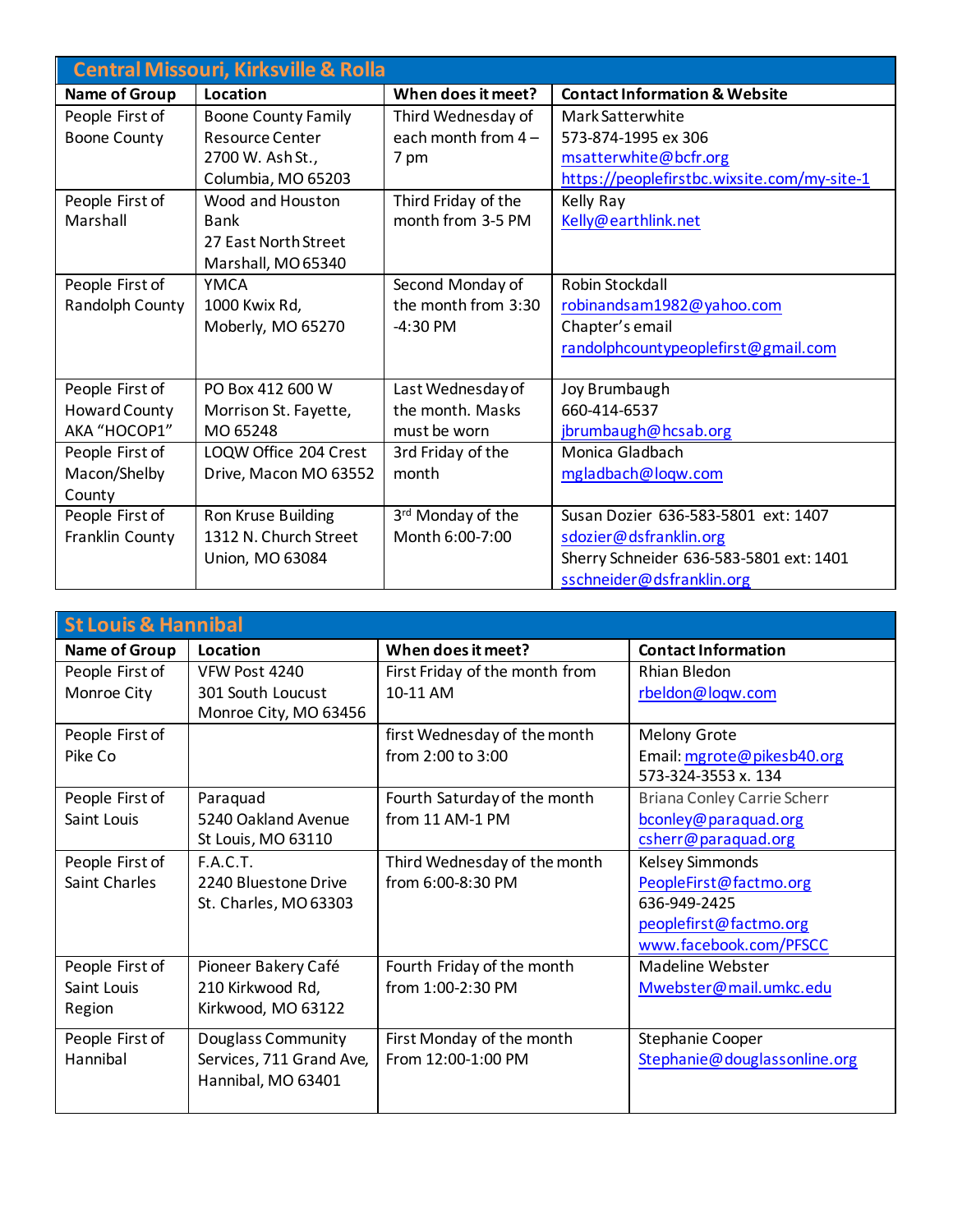## Central Missouri, Kirksville & Rolla

| Name of Group | Location | When does it meet? | Contact Information & Website |
|---|---|---|---|
| People First of Boone County | Boone County Family Resource Center 2700 W. Ash St., Columbia, MO 65203 | Third Wednesday of each month from 4 – 7 pm | Mark Satterwhite 573-874-1995 ex 306 msatterwhite@bcfr.org https://peoplefirstbc.wixsite.com/my-site-1 |
| People First of Marshall | Wood and Houston Bank 27 East North Street Marshall, MO 65340 | Third Friday of the month from 3-5 PM | Kelly Ray Kelly@earthlink.net |
| People First of Randolph County | YMCA 1000 Kwix Rd, Moberly, MO 65270 | Second Monday of the month from 3:30 -4:30 PM | Robin Stockdall robinandsam1982@yahoo.com Chapter's email randolphcountypeoplefirst@gmail.com |
| People First of Howard County AKA "HOCOP1" | PO Box 412 600 W Morrison St. Fayette, MO 65248 | Last Wednesday of the month. Masks must be worn | Joy Brumbaugh 660-414-6537 jbrumbaugh@hcsab.org |
| People First of Macon/Shelby County | LOQW Office 204 Crest Drive, Macon MO 63552 | 3rd Friday of the month | Monica Gladbach mgladbach@loqw.com |
| People First of Franklin County | Ron Kruse Building 1312 N. Church Street Union, MO 63084 | 3rd Monday of the Month 6:00-7:00 | Susan Dozier 636-583-5801 ext: 1407 sdozier@dsfranklin.org Sherry Schneider 636-583-5801 ext: 1401 sschneider@dsfranklin.org |

## St Louis & Hannibal

| Name of Group | Location | When does it meet? | Contact Information |
|---|---|---|---|
| People First of Monroe City | VFW Post 4240 301 South Loucust Monroe City, MO 63456 | First Friday of the month from 10-11 AM | Rhian Bledon rbeldon@loqw.com |
| People First of Pike Co | | first Wednesday of the month from 2:00 to 3:00 | Melony Grote Email: mgrote@pikesb40.org 573-324-3553 x. 134 |
| People First of Saint Louis | Paraquad 5240 Oakland Avenue St Louis, MO 63110 | Fourth Saturday of the month from 11 AM-1 PM | Briana Conley Carrie Scherr bconley@paraquad.org csherr@paraquad.org |
| People First of Saint Charles | F.A.C.T. 2240 Bluestone Drive St. Charles, MO 63303 | Third Wednesday of the month from 6:00-8:30 PM | Kelsey Simmonds PeopleFirst@factmo.org 636-949-2425 peoplefirst@factmo.org www.facebook.com/PFSCC |
| People First of Saint Louis Region | Pioneer Bakery Café 210 Kirkwood Rd, Kirkwood, MO 63122 | Fourth Friday of the month from 1:00-2:30 PM | Madeline Webster Mwebster@mail.umkc.edu |
| People First of Hannibal | Douglass Community Services, 711 Grand Ave, Hannibal, MO 63401 | First Monday of the month From 12:00-1:00 PM | Stephanie Cooper Stephanie@douglassonline.org |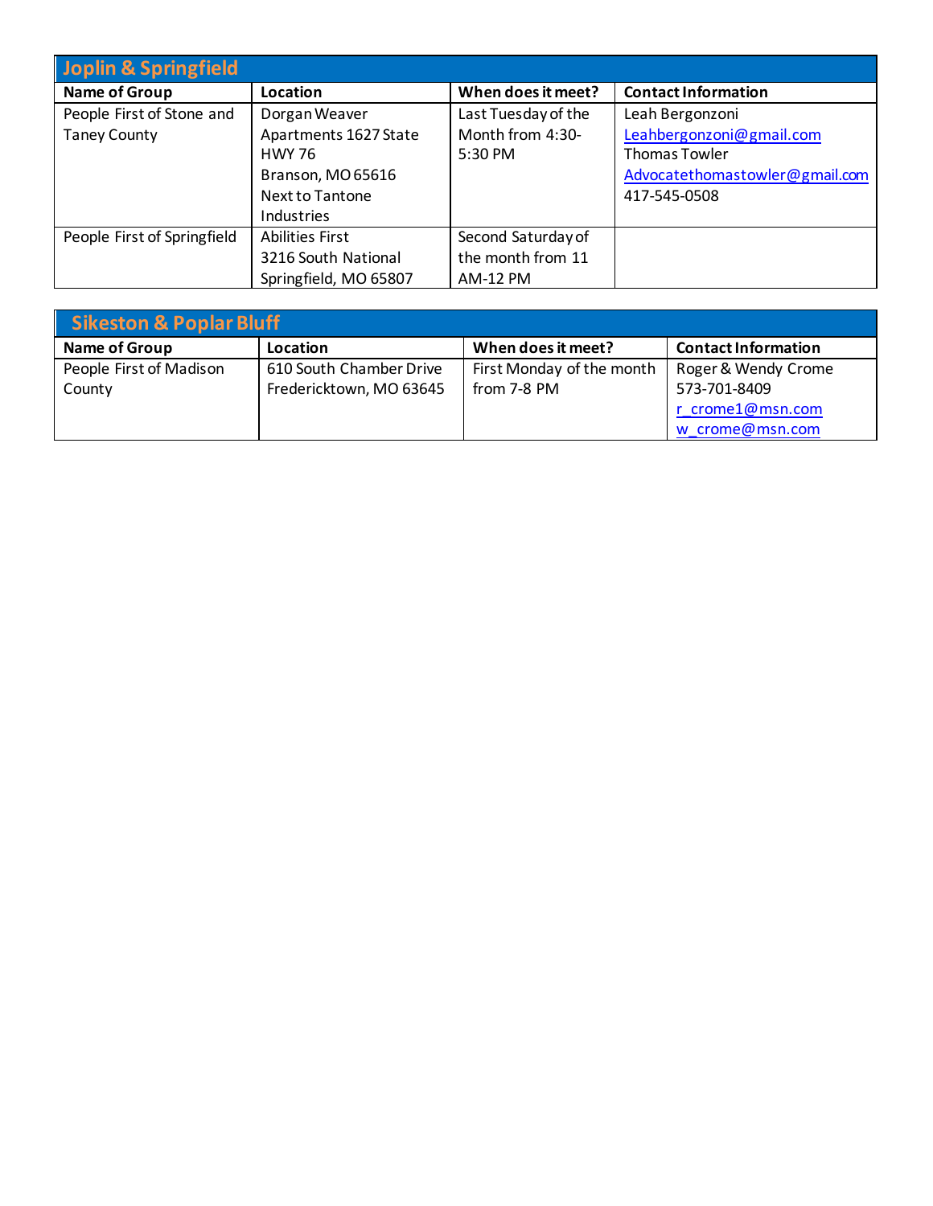## Joplin & Springfield

| Name of Group | Location | When does it meet? | Contact Information |
|---|---|---|---|
| People First of Stone and Taney County | Dorgan Weaver Apartments 1627 State HWY 76<br>Branson, MO 65616<br>Next to Tantone Industries | Last Tuesday of the Month from 4:30-5:30 PM | Leah Bergonzoni<br>Leahbergonzoni@gmail.com<br>Thomas Towler<br>Advocatethomastowler@gmail.com<br>417-545-0508 |
| People First of Springfield | Abilities First<br>3216 South National<br>Springfield, MO 65807 | Second Saturday of the month from 11 AM-12 PM | |

## Sikeston & Poplar Bluff

| Name of Group | Location | When does it meet? | Contact Information |
|---|---|---|---|
| People First of Madison County | 610 South Chamber Drive<br>Fredericktown, MO 63645 | First Monday of the month from 7-8 PM | Roger & Wendy Crome<br>573-701-8409<br>r_crome1@msn.com<br>w_crome@msn.com |